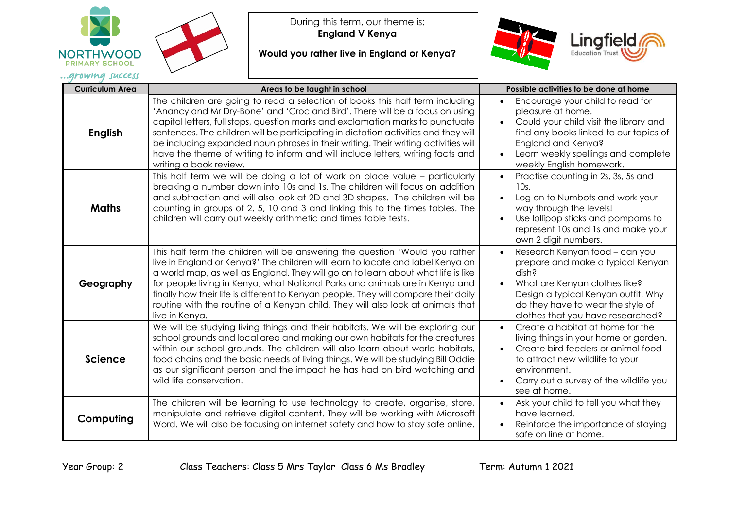NORTHWOOD PRIMARY SCHOOL

...growing success

During this term, our theme is:
**England V Kenya**

**Would you rather live in England or Kenya?**

Lingfield Education Trust

| Curriculum Area | Areas to be taught in school | Possible activities to be done at home |
|---|---|---|
| **English** | The children are going to read a selection of books this half term including 'Anancy and Mr Dry-Bone' and 'Croc and Bird'. There will be a focus on using capital letters, full stops, question marks and exclamation marks to punctuate sentences. The children will be participating in dictation activities and they will be including expanded noun phrases in their writing. Their writing activities will have the theme of writing to inform and will include letters, writing facts and writing a book review. | • Encourage your child to read for pleasure at home. <br> • Could your child visit the library and find any books linked to our topics of England and Kenya? <br> • Learn weekly spellings and complete weekly English homework. |
| **Maths** | This half term we will be doing a lot of work on place value – particularly breaking a number down into 10s and 1s. The children will focus on addition and subtraction and will also look at 2D and 3D shapes. The children will be counting in groups of 2, 5, 10 and 3 and linking this to the times tables. The children will carry out weekly arithmetic and times table tests. | • Practise counting in 2s, 3s, 5s and 10s. <br> • Log on to Numbots and work your way through the levels! <br> • Use lollipop sticks and pompoms to represent 10s and 1s and make your own 2 digit numbers. |
| **Geography** | This half term the children will be answering the question 'Would you rather live in England or Kenya?' The children will learn to locate and label Kenya on a world map, as well as England. They will go on to learn about what life is like for people living in Kenya, what National Parks and animals are in Kenya and finally how their life is different to Kenyan people. They will compare their daily routine with the routine of a Kenyan child. They will also look at animals that live in Kenya. | • Research Kenyan food – can you prepare and make a typical Kenyan dish? <br> • What are Kenyan clothes like? Design a typical Kenyan outfit. Why do they have to wear the style of clothes that you have researched? |
| **Science** | We will be studying living things and their habitats. We will be exploring our school grounds and local area and making our own habitats for the creatures within our school grounds. The children will also learn about world habitats, food chains and the basic needs of living things. We will be studying Bill Oddie as our significant person and the impact he has had on bird watching and wild life conservation. | • Create a habitat at home for the living things in your home or garden. <br> • Create bird feeders or animal food to attract new wildlife to your environment. <br> • Carry out a survey of the wildlife you see at home. |
| **Computing** | The children will be learning to use technology to create, organise, store, manipulate and retrieve digital content. They will be working with Microsoft Word. We will also be focusing on internet safety and how to stay safe online. | • Ask your child to tell you what they have learned. <br> • Reinforce the importance of staying safe on line at home. |

Year Group: 2 Class Teachers: Class 5 Mrs Taylor Class 6 Ms Bradley Term: Autumn 1 2021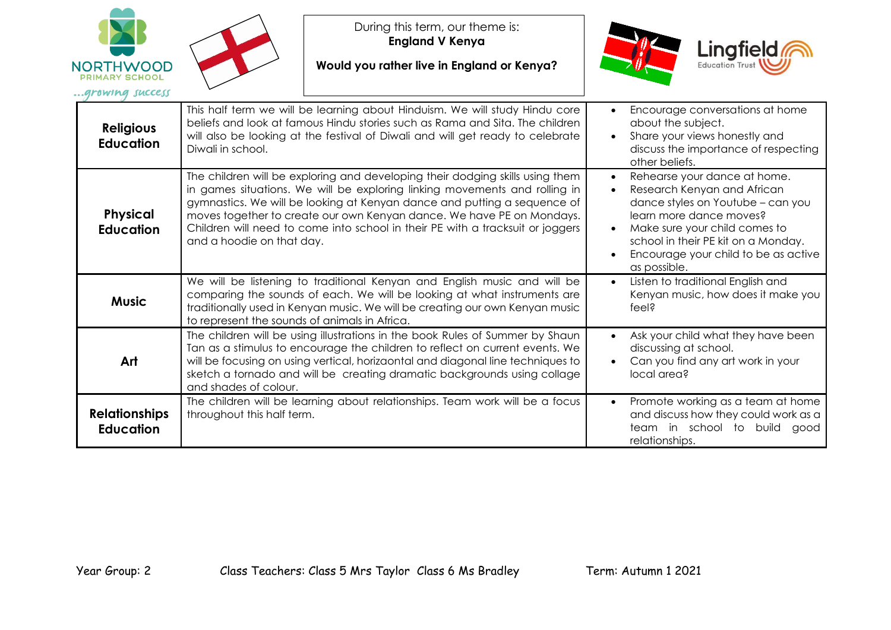During this term, our theme is:
**England V Kenya**

**Would you rather live in England or Kenya?**

| | | |
|---|---|---|
| **Religious Education** | This half term we will be learning about Hinduism. We will study Hindu core beliefs and look at famous Hindu stories such as Rama and Sita. The children will also be looking at the festival of Diwali and will get ready to celebrate Diwali in school. | • Encourage conversations at home about the subject.<br>• Share your views honestly and discuss the importance of respecting other beliefs. |
| **Physical Education** | The children will be exploring and developing their dodging skills using them in games situations. We will be exploring linking movements and rolling in gymnastics. We will be looking at Kenyan dance and putting a sequence of moves together to create our own Kenyan dance. We have PE on Mondays. Children will need to come into school in their PE with a tracksuit or joggers and a hoodie on that day. | • Rehearse your dance at home.<br>• Research Kenyan and African dance styles on Youtube – can you learn more dance moves?<br>• Make sure your child comes to school in their PE kit on a Monday.<br>• Encourage your child to be as active as possible. |
| **Music** | We will be listening to traditional Kenyan and English music and will be comparing the sounds of each. We will be looking at what instruments are traditionally used in Kenyan music. We will be creating our own Kenyan music to represent the sounds of animals in Africa. | • Listen to traditional English and Kenyan music, how does it make you feel? |
| **Art** | The children will be using illustrations in the book Rules of Summer by Shaun Tan as a stimulus to encourage the children to reflect on current events. We will be focusing on using vertical, horizaontal and diagonal line techniques to sketch a tornado and will be creating dramatic backgrounds using collage and shades of colour. | • Ask your child what they have been discussing at school.<br>• Can you find any art work in your local area? |
| **Relationships Education** | The children will be learning about relationships. Team work will be a focus throughout this half term. | • Promote working as a team at home and discuss how they could work as a team in school to build good relationships. |

Year Group: 2 Class Teachers: Class 5 Mrs Taylor Class 6 Ms Bradley Term: Autumn 1 2021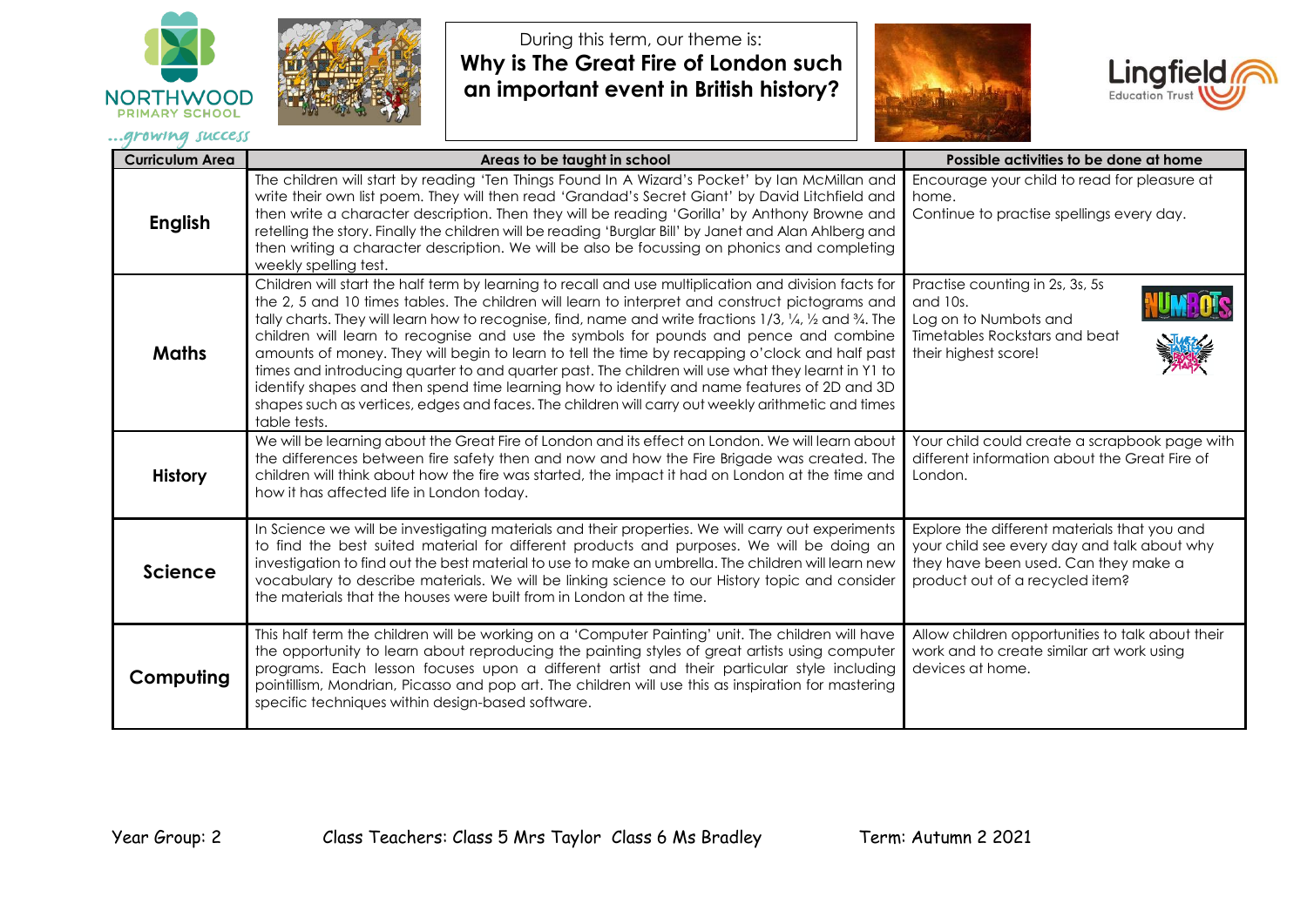NORTHWOOD PRIMARY SCHOOL

...growing success

During this term, our theme is:
**Why is The Great Fire of London such an important event in British history?**

Lingfield Education Trust

| Curriculum Area | Areas to be taught in school | Possible activities to be done at home |
|---|---|---|
| **English** | The children will start by reading 'Ten Things Found In A Wizard's Pocket' by Ian McMillan and write their own list poem. They will then read 'Grandad's Secret Giant' by David Litchfield and then write a character description. Then they will be reading 'Gorilla' by Anthony Browne and retelling the story. Finally the children will be reading 'Burglar Bill' by Janet and Alan Ahlberg and then writing a character description. We will be also be focussing on phonics and completing weekly spelling test. | Encourage your child to read for pleasure at home. Continue to practise spellings every day. |
| **Maths** | Children will start the half term by learning to recall and use multiplication and division facts for the 2, 5 and 10 times tables. The children will learn to interpret and construct pictograms and tally charts. They will learn how to recognise, find, name and write fractions 1/3, ¼, ½ and ¾. The children will learn to recognise and use the symbols for pounds and pence and combine amounts of money. They will begin to learn to tell the time by recapping o'clock and half past times and introducing quarter to and quarter past. The children will use what they learnt in Y1 to identify shapes and then spend time learning how to identify and name features of 2D and 3D shapes such as vertices, edges and faces. The children will carry out weekly arithmetic and times table tests. | Practise counting in 2s, 3s, 5s and 10s. Log on to Numbots and Timetables Rockstars and beat their highest score! |
| **History** | We will be learning about the Great Fire of London and its effect on London. We will learn about the differences between fire safety then and now and how the Fire Brigade was created. The children will think about how the fire was started, the impact it had on London at the time and how it has affected life in London today. | Your child could create a scrapbook page with different information about the Great Fire of London. |
| **Science** | In Science we will be investigating materials and their properties. We will carry out experiments to find the best suited material for different products and purposes. We will be doing an investigation to find out the best material to use to make an umbrella. The children will learn new vocabulary to describe materials. We will be linking science to our History topic and consider the materials that the houses were built from in London at the time. | Explore the different materials that you and your child see every day and talk about why they have been used. Can they make a product out of a recycled item? |
| **Computing** | This half term the children will be working on a 'Computer Painting' unit. The children will have the opportunity to learn about reproducing the painting styles of great artists using computer programs. Each lesson focuses upon a different artist and their particular style including pointillism, Mondrian, Picasso and pop art. The children will use this as inspiration for mastering specific techniques within design-based software. | Allow children opportunities to talk about their work and to create similar art work using devices at home. |

Year Group: 2 Class Teachers: Class 5 Mrs Taylor Class 6 Ms Bradley Term: Autumn 2 2021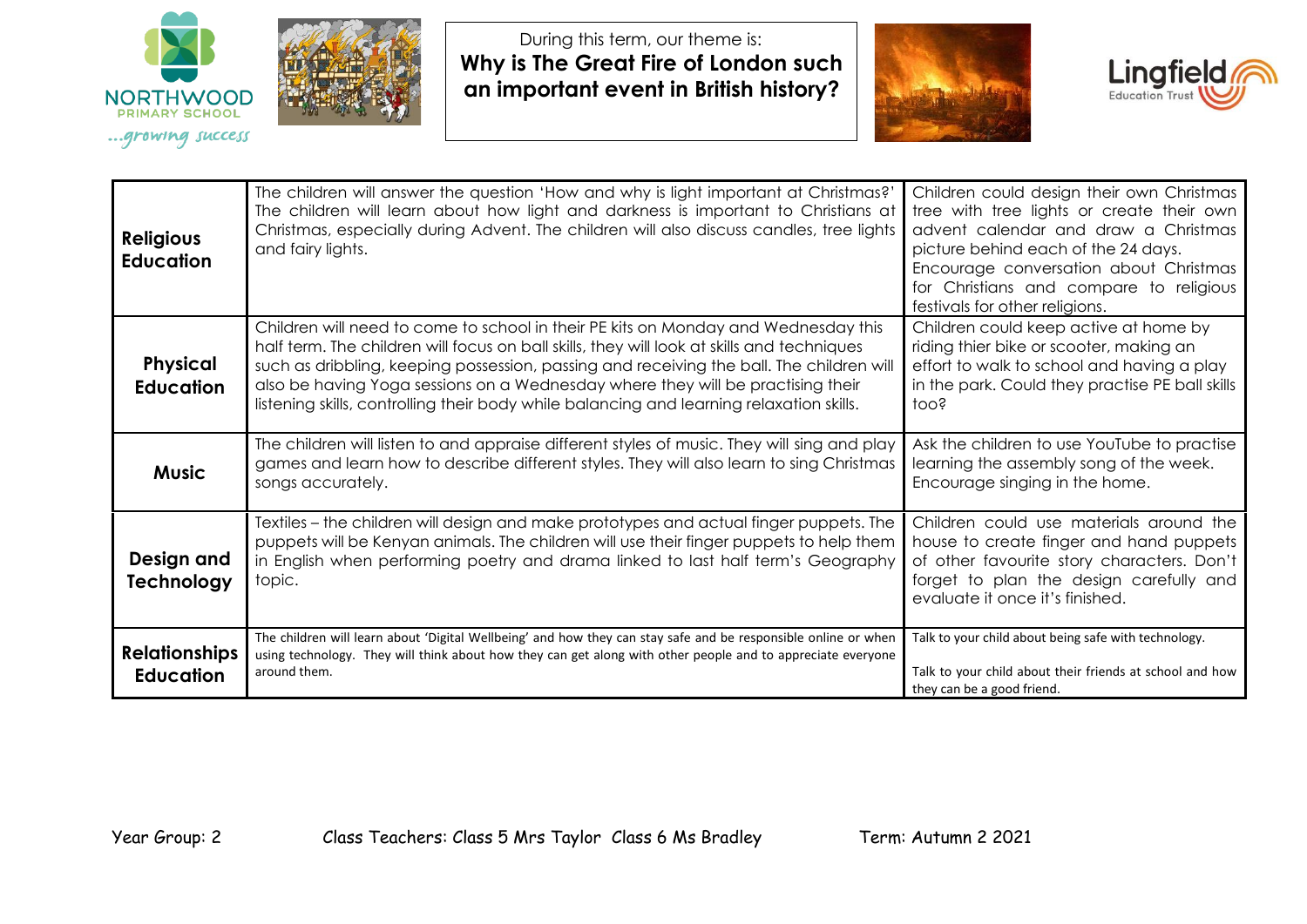NORTHWOOD PRIMARY SCHOOL

...growing success

During this term, our theme is:

**Why is The Great Fire of London such an important event in British history?**

Lingfield Education Trust

| | | |
|---|---|---|
| **Religious Education** | The children will answer the question 'How and why is light important at Christmas?' The children will learn about how light and darkness is important to Christians at Christmas, especially during Advent. The children will also discuss candles, tree lights and fairy lights. | Children could design their own Christmas tree with tree lights or create their own advent calendar and draw a Christmas picture behind each of the 24 days. Encourage conversation about Christmas for Christians and compare to religious festivals for other religions. |
| **Physical Education** | Children will need to come to school in their PE kits on Monday and Wednesday this half term. The children will focus on ball skills, they will look at skills and techniques such as dribbling, keeping possession, passing and receiving the ball. The children will also be having Yoga sessions on a Wednesday where they will be practising their listening skills, controlling their body while balancing and learning relaxation skills. | Children could keep active at home by riding thier bike or scooter, making an effort to walk to school and having a play in the park. Could they practise PE ball skills too? |
| **Music** | The children will listen to and appraise different styles of music. They will sing and play games and learn how to describe different styles. They will also learn to sing Christmas songs accurately. | Ask the children to use YouTube to practise learning the assembly song of the week. Encourage singing in the home. |
| **Design and Technology** | Textiles – the children will design and make prototypes and actual finger puppets. The puppets will be Kenyan animals. The children will use their finger puppets to help them in English when performing poetry and drama linked to last half term's Geography topic. | Children could use materials around the house to create finger and hand puppets of other favourite story characters. Don't forget to plan the design carefully and evaluate it once it's finished. |
| **Relationships Education** | The children will learn about 'Digital Wellbeing' and how they can stay safe and be responsible online or when using technology. They will think about how they can get along with other people and to appreciate everyone around them. | Talk to your child about being safe with technology.<br><br>Talk to your child about their friends at school and how they can be a good friend. |

Year Group: 2 Class Teachers: Class 5 Mrs Taylor Class 6 Ms Bradley Term: Autumn 2 2021